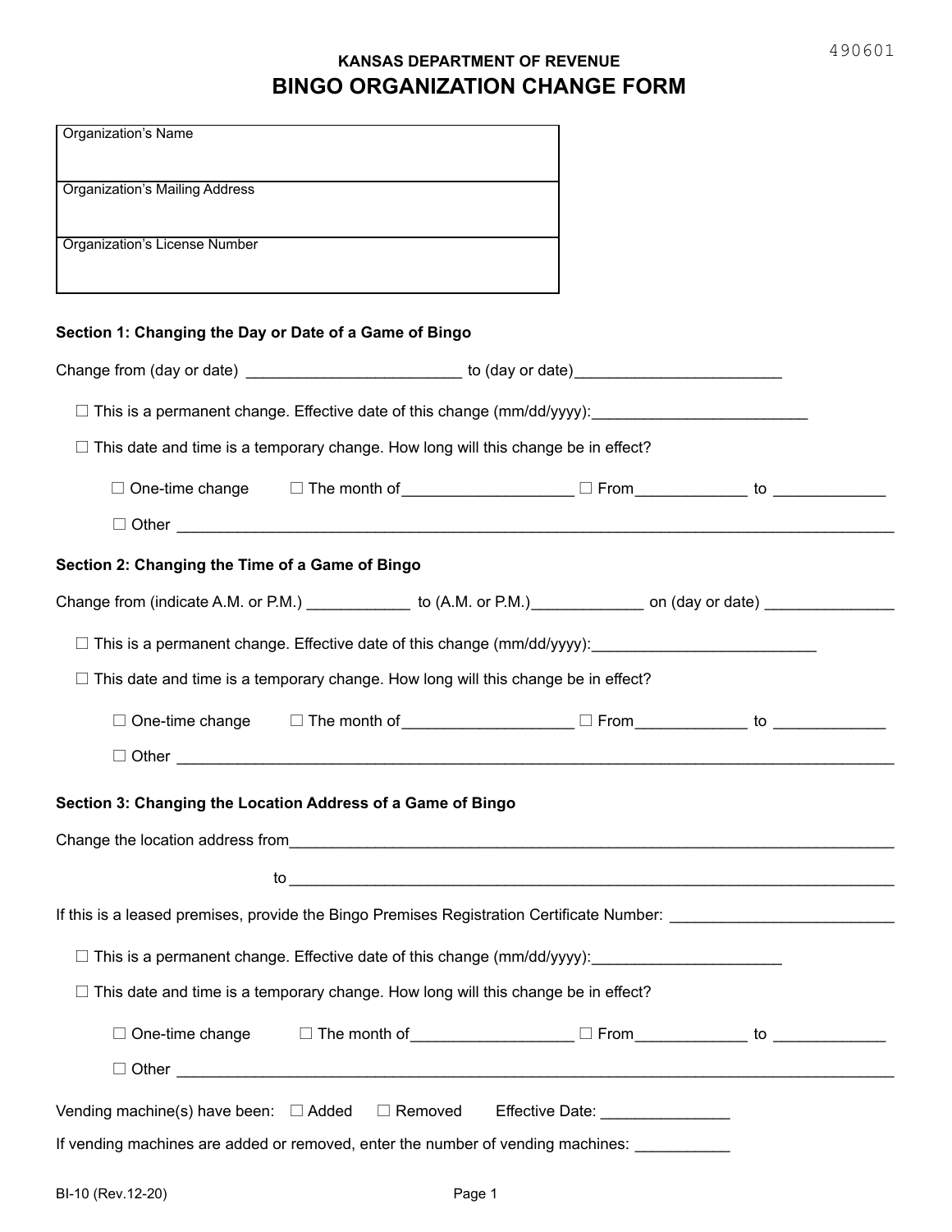490601

**KANSAS DEPARTMENT OF REVENUE**

# BINGO ORGANIZATION CHANGE FORM

| Organization's Name |
|---|
| Organization's Mailing Address |
| Organization's License Number |

### Section 1: Changing the Day or Date of a Game of Bingo

Change from (day or date) _________________________ to (day or date)_______________________

☐ This is a permanent change. Effective date of this change (mm/dd/yyyy):_________________________

☐ This date and time is a temporary change. How long will this change be in effect?

☐ One-time change ☐ The month of___________________ ☐ From____________ to ____________

☐ Other ________________________________________________________________________________

### Section 2: Changing the Time of a Game of Bingo

Change from (indicate A.M. or P.M.) ____________ to (A.M. or P.M.)_____________ on (day or date) ______________

☐ This is a permanent change. Effective date of this change (mm/dd/yyyy):_________________________

☐ This date and time is a temporary change. How long will this change be in effect?

☐ One-time change ☐ The month of___________________ ☐ From____________ to ____________

☐ Other ________________________________________________________________________________

### Section 3: Changing the Location Address of a Game of Bingo

Change the location address from_______________________________________________________________

to ______________________________________________________________________

If this is a leased premises, provide the Bingo Premises Registration Certificate Number: _________________________

☐ This is a permanent change. Effective date of this change (mm/dd/yyyy):_____________________

☐ This date and time is a temporary change. How long will this change be in effect?

☐ One-time change ☐ The month of__________________ ☐ From____________ to ____________

☐ Other ________________________________________________________________________________

Vending machine(s) have been: ☐ Added ☐ Removed Effective Date: ______________

If vending machines are added or removed, enter the number of vending machines: ___________

BI-10 (Rev.12-20)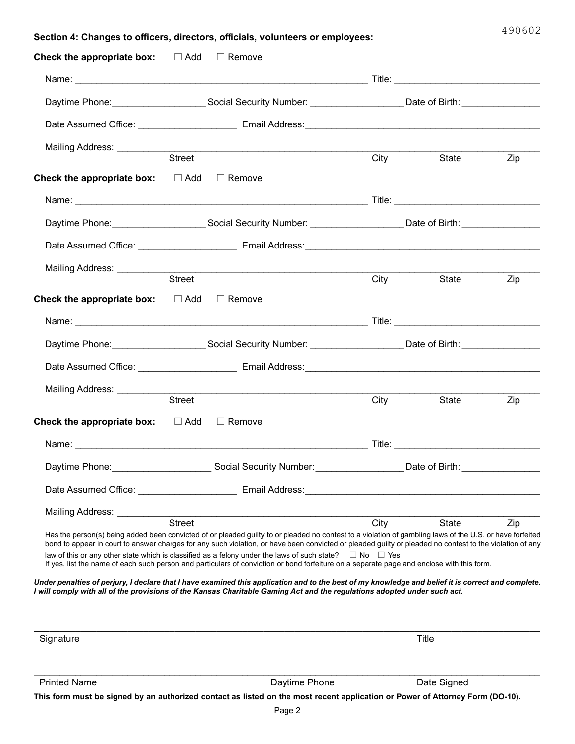490602

**Section 4: Changes to officers, directors, officials, volunteers or employees:**

**Check the appropriate box:** ☐ Add ☐ Remove

Name: ______________________________________________ Title: ______________________

Daytime Phone: _______________ Social Security Number: _______________ Date of Birth: _____________

Date Assumed Office: ________________ Email Address: ______________________________________

Mailing Address: ______________________________________________________________________
Street City State Zip

**Check the appropriate box:** ☐ Add ☐ Remove

Name: ______________________________________________ Title: ______________________

Daytime Phone: _______________ Social Security Number: _______________ Date of Birth: _____________

Date Assumed Office: ________________ Email Address: ______________________________________

Mailing Address: ______________________________________________________________________
Street City State Zip

**Check the appropriate box:** ☐ Add ☐ Remove

Name: ______________________________________________ Title: ______________________

Daytime Phone: _______________ Social Security Number: _______________ Date of Birth: _____________

Date Assumed Office: ________________ Email Address: ______________________________________

Mailing Address: ______________________________________________________________________
Street City State Zip

**Check the appropriate box:** ☐ Add ☐ Remove

Name: ______________________________________________ Title: ______________________

Daytime Phone: _______________ Social Security Number: _______________ Date of Birth: _____________

Date Assumed Office: ________________ Email Address: ______________________________________

Mailing Address: ______________________________________________________________________
Street City State Zip

Has the person(s) being added been convicted of or pleaded guilty to or pleaded no contest to a violation of gambling laws of the U.S. or have forfeited bond to appear in court to answer charges for any such violation, or have been convicted or pleaded guilty or pleaded no contest to the violation of any law of this or any other state which is classified as a felony under the laws of such state? ☐ No ☐ Yes
If yes, list the name of each such person and particulars of conviction or bond forfeiture on a separate page and enclose with this form.

***Under penalties of perjury, I declare that I have examined this application and to the best of my knowledge and belief it is correct and complete. I will comply with all of the provisions of the Kansas Charitable Gaming Act and the regulations adopted under such act.***

______________________________________________________________________
Signature Title

______________________________________________________________________
Printed Name Daytime Phone Date Signed

**This form must be signed by an authorized contact as listed on the most recent application or Power of Attorney Form (DO-10).**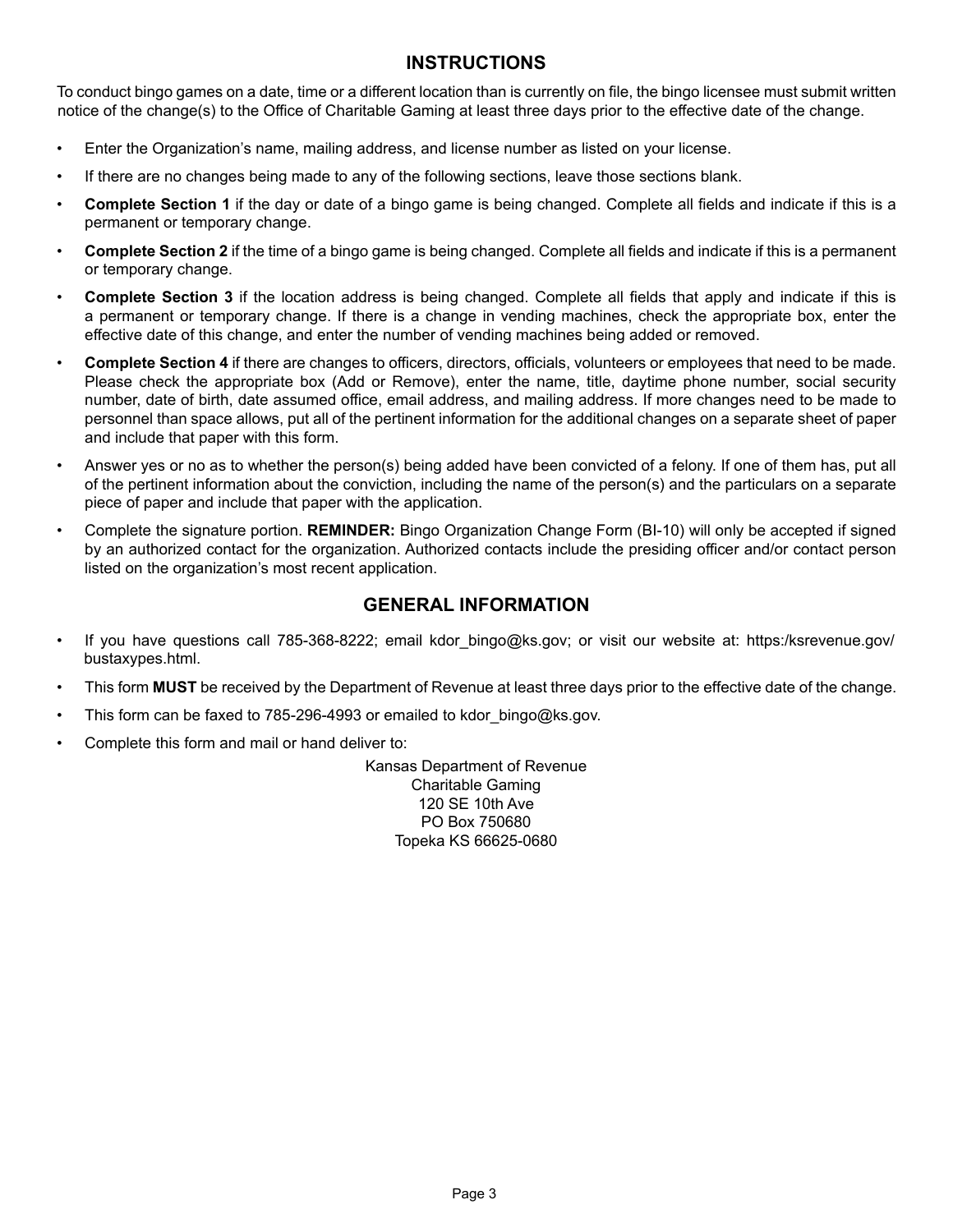## INSTRUCTIONS

To conduct bingo games on a date, time or a different location than is currently on file, the bingo licensee must submit written notice of the change(s) to the Office of Charitable Gaming at least three days prior to the effective date of the change.

- Enter the Organization's name, mailing address, and license number as listed on your license.
- If there are no changes being made to any of the following sections, leave those sections blank.
- **Complete Section 1** if the day or date of a bingo game is being changed. Complete all fields and indicate if this is a permanent or temporary change.
- **Complete Section 2** if the time of a bingo game is being changed. Complete all fields and indicate if this is a permanent or temporary change.
- **Complete Section 3** if the location address is being changed. Complete all fields that apply and indicate if this is a permanent or temporary change. If there is a change in vending machines, check the appropriate box, enter the effective date of this change, and enter the number of vending machines being added or removed.
- **Complete Section 4** if there are changes to officers, directors, officials, volunteers or employees that need to be made. Please check the appropriate box (Add or Remove), enter the name, title, daytime phone number, social security number, date of birth, date assumed office, email address, and mailing address. If more changes need to be made to personnel than space allows, put all of the pertinent information for the additional changes on a separate sheet of paper and include that paper with this form.
- Answer yes or no as to whether the person(s) being added have been convicted of a felony. If one of them has, put all of the pertinent information about the conviction, including the name of the person(s) and the particulars on a separate piece of paper and include that paper with the application.
- Complete the signature portion. **REMINDER:** Bingo Organization Change Form (BI-10) will only be accepted if signed by an authorized contact for the organization. Authorized contacts include the presiding officer and/or contact person listed on the organization's most recent application.

## GENERAL INFORMATION

- If you have questions call 785-368-8222; email kdor_bingo@ks.gov; or visit our website at: https:/ksrevenue.gov/bustaxypes.html.
- This form **MUST** be received by the Department of Revenue at least three days prior to the effective date of the change.
- This form can be faxed to 785-296-4993 or emailed to kdor_bingo@ks.gov.
- Complete this form and mail or hand deliver to:

Kansas Department of Revenue
Charitable Gaming
120 SE 10th Ave
PO Box 750680
Topeka KS 66625-0680